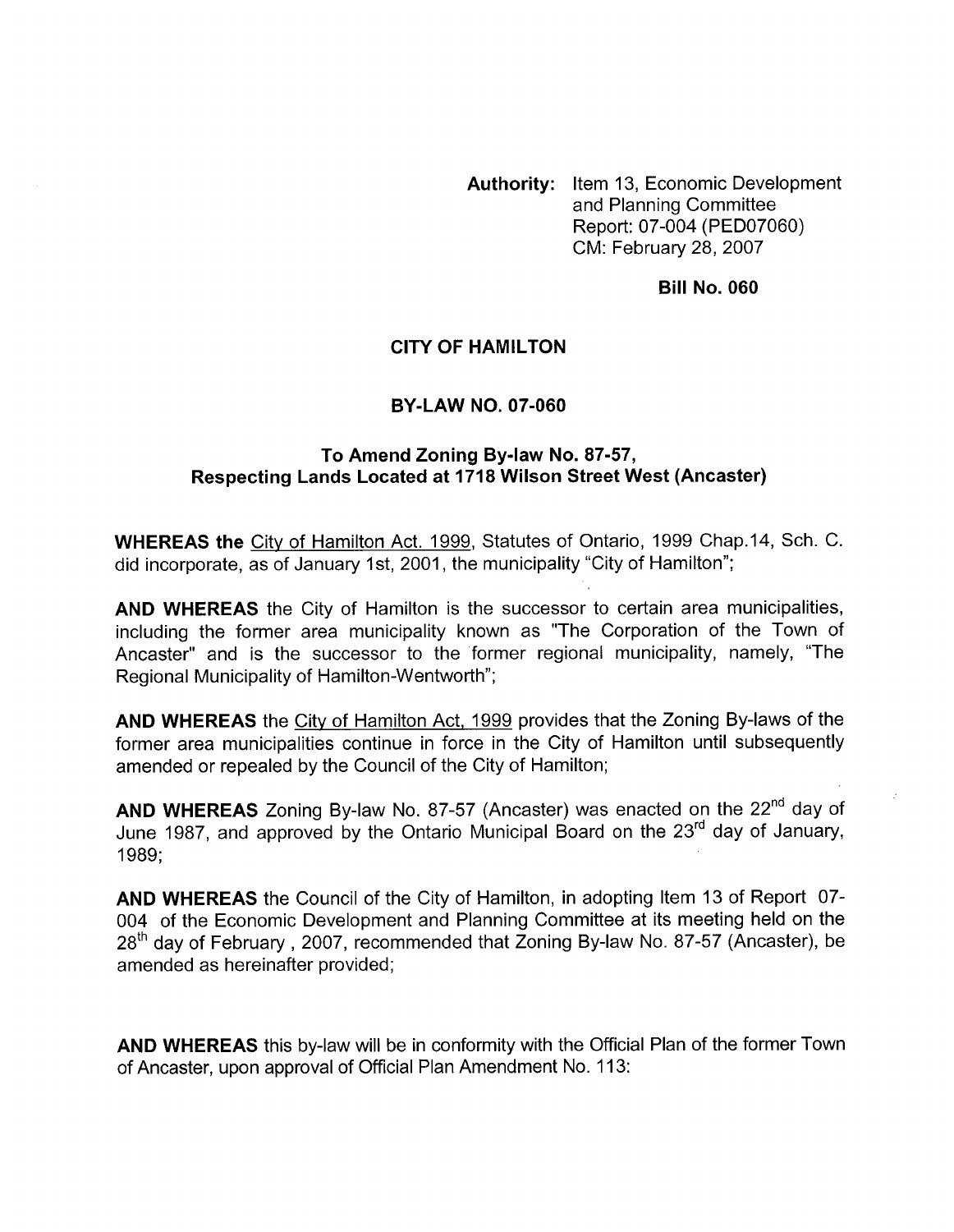**Authority:** Item 13, Economic Development and Planning Committee
Report: 07-004 (PED07060)
CM: February 28, 2007

**Bill No. 060**

**CITY OF HAMILTON**

**BY-LAW NO. 07-060**

**To Amend Zoning By-law No. 87-57, Respecting Lands Located at 1718 Wilson Street West (Ancaster)**

**WHEREAS the** City of Hamilton Act. 1999, Statutes of Ontario, 1999 Chap.14, Sch. C. did incorporate, as of January 1st, 2001, the municipality "City of Hamilton";

**AND WHEREAS** the City of Hamilton is the successor to certain area municipalities, including the former area municipality known as "The Corporation of the Town of Ancaster" and is the successor to the former regional municipality, namely, "The Regional Municipality of Hamilton-Wentworth";

**AND WHEREAS** the City of Hamilton Act, 1999 provides that the Zoning By-laws of the former area municipalities continue in force in the City of Hamilton until subsequently amended or repealed by the Council of the City of Hamilton;

**AND WHEREAS** Zoning By-law No. 87-57 (Ancaster) was enacted on the 22nd day of June 1987, and approved by the Ontario Municipal Board on the 23rd day of January, 1989;

**AND WHEREAS** the Council of the City of Hamilton, in adopting Item 13 of Report 07-004 of the Economic Development and Planning Committee at its meeting held on the 28th day of February , 2007, recommended that Zoning By-law No. 87-57 (Ancaster), be amended as hereinafter provided;

**AND WHEREAS** this by-law will be in conformity with the Official Plan of the former Town of Ancaster, upon approval of Official Plan Amendment No. 113: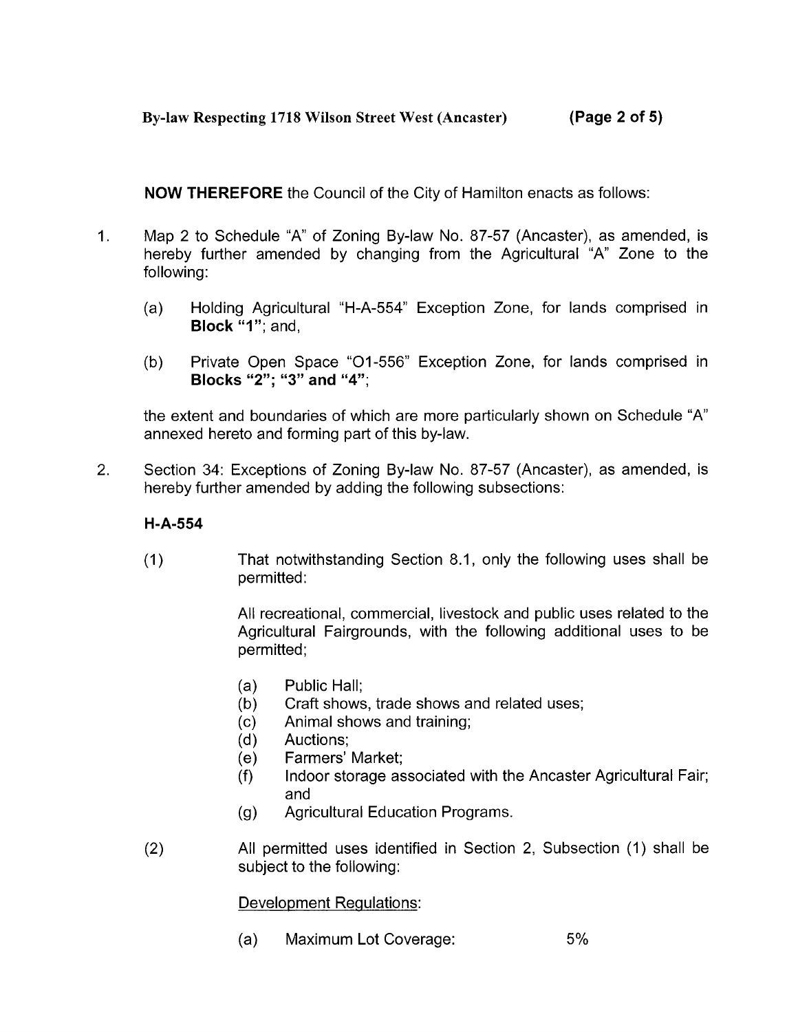**NOW THEREFORE** the Council of the City of Hamilton enacts as follows:

1. Map 2 to Schedule "A" of Zoning By-law No. 87-57 (Ancaster), as amended, is hereby further amended by changing from the Agricultural "A" Zone to the following:

   (a) Holding Agricultural "H-A-554" Exception Zone, for lands comprised in **Block "1"**; and,

   (b) Private Open Space "O1-556" Exception Zone, for lands comprised in **Blocks "2"; "3" and "4"**;

   the extent and boundaries of which are more particularly shown on Schedule "A" annexed hereto and forming part of this by-law.

2. Section 34: Exceptions of Zoning By-law No. 87-57 (Ancaster), as amended, is hereby further amended by adding the following subsections:

   **H-A-554**

   (1) That notwithstanding Section 8.1, only the following uses shall be permitted:

   All recreational, commercial, livestock and public uses related to the Agricultural Fairgrounds, with the following additional uses to be permitted;

   (a) Public Hall;
   (b) Craft shows, trade shows and related uses;
   (c) Animal shows and training;
   (d) Auctions;
   (e) Farmers' Market;
   (f) Indoor storage associated with the Ancaster Agricultural Fair; and
   (g) Agricultural Education Programs.

   (2) All permitted uses identified in Section 2, Subsection (1) shall be subject to the following:

   <u>Development Regulations</u>:

   (a) Maximum Lot Coverage: 5%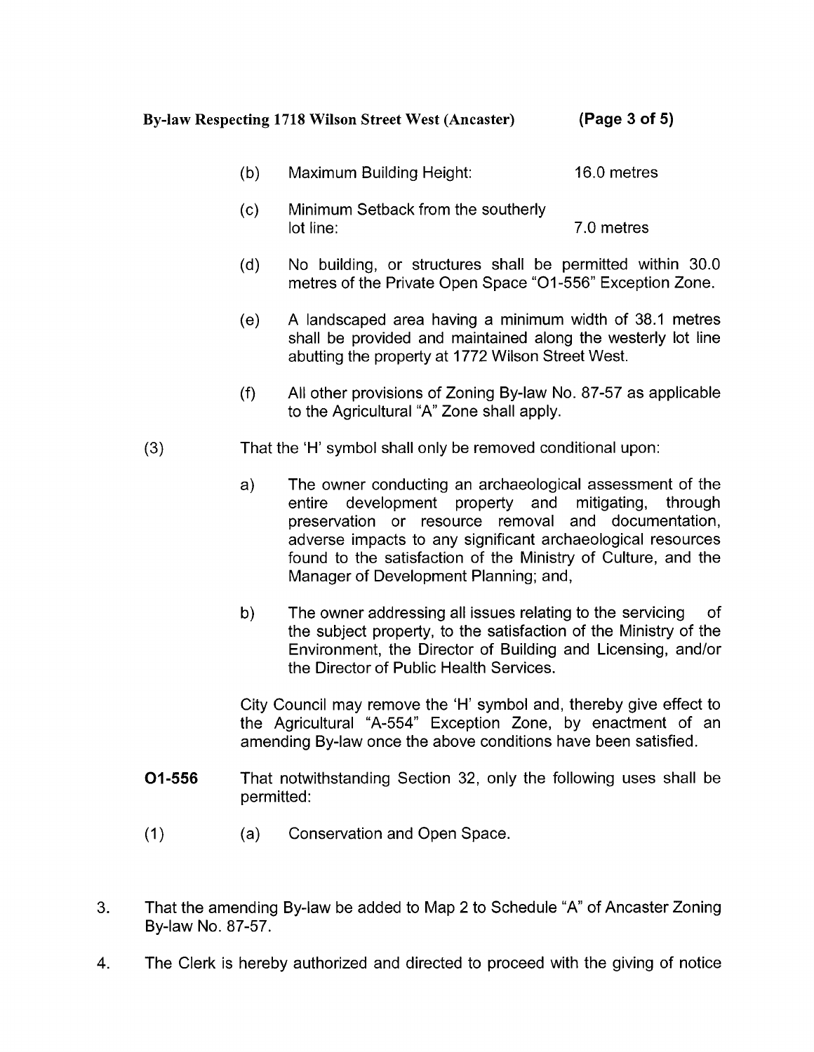(b) Maximum Building Height: 16.0 metres

(c) Minimum Setback from the southerly lot line: 7.0 metres

(d) No building, or structures shall be permitted within 30.0 metres of the Private Open Space "O1-556" Exception Zone.

(e) A landscaped area having a minimum width of 38.1 metres shall be provided and maintained along the westerly lot line abutting the property at 1772 Wilson Street West.

(f) All other provisions of Zoning By-law No. 87-57 as applicable to the Agricultural "A" Zone shall apply.

(3) That the 'H' symbol shall only be removed conditional upon:

a) The owner conducting an archaeological assessment of the entire development property and mitigating, through preservation or resource removal and documentation, adverse impacts to any significant archaeological resources found to the satisfaction of the Ministry of Culture, and the Manager of Development Planning; and,

b) The owner addressing all issues relating to the servicing of the subject property, to the satisfaction of the Ministry of the Environment, the Director of Building and Licensing, and/or the Director of Public Health Services.

City Council may remove the 'H' symbol and, thereby give effect to the Agricultural "A-554" Exception Zone, by enactment of an amending By-law once the above conditions have been satisfied.

**O1-556** That notwithstanding Section 32, only the following uses shall be permitted:

(1) (a) Conservation and Open Space.

3. That the amending By-law be added to Map 2 to Schedule "A" of Ancaster Zoning By-law No. 87-57.

4. The Clerk is hereby authorized and directed to proceed with the giving of notice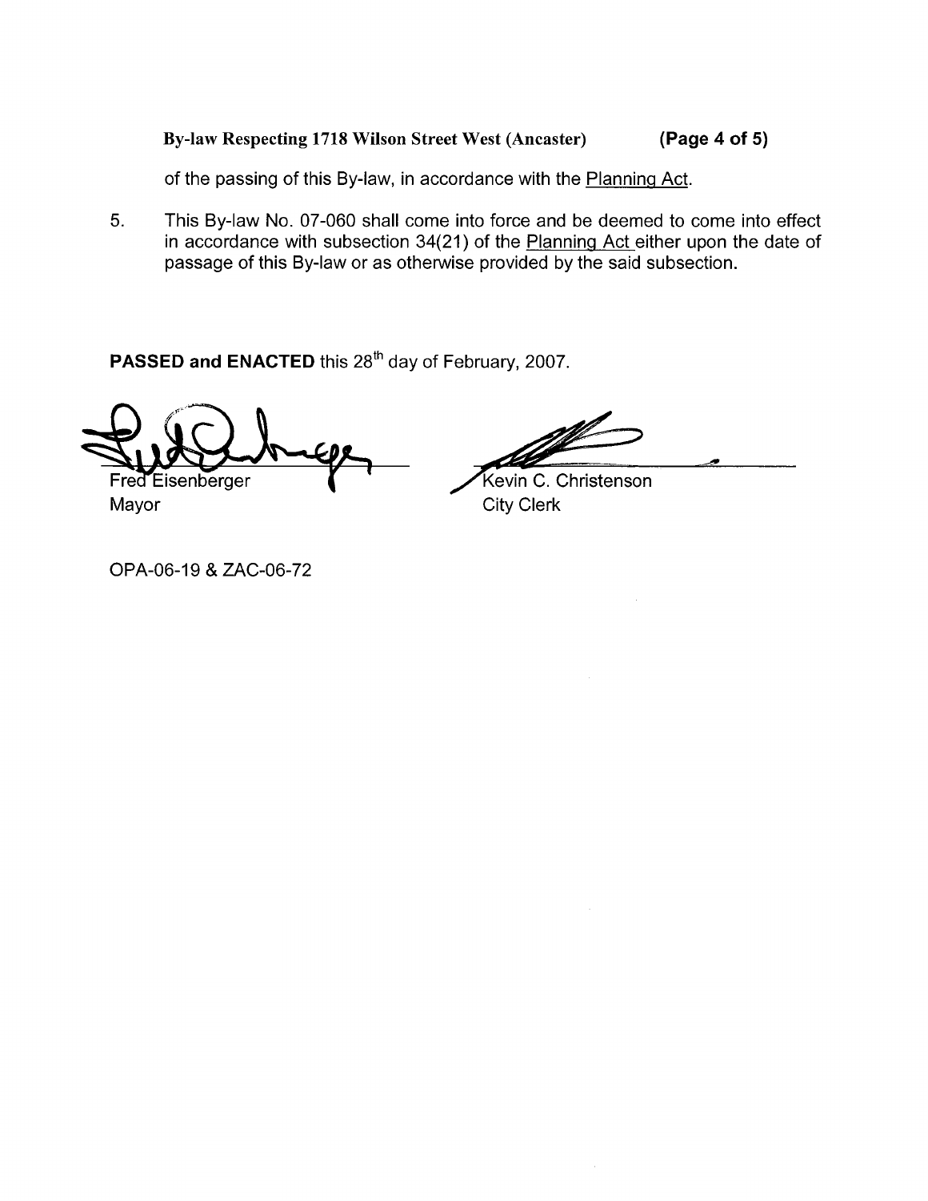of the passing of this By-law, in accordance with the Planning Act.

5. This By-law No. 07-060 shall come into force and be deemed to come into effect in accordance with subsection 34(21) of the Planning Act either upon the date of passage of this By-law or as otherwise provided by the said subsection.

**PASSED and ENACTED** this 28th day of February, 2007.

Fred Eisenberger
Mayor

Kevin C. Christenson
City Clerk

OPA-06-19 & ZAC-06-72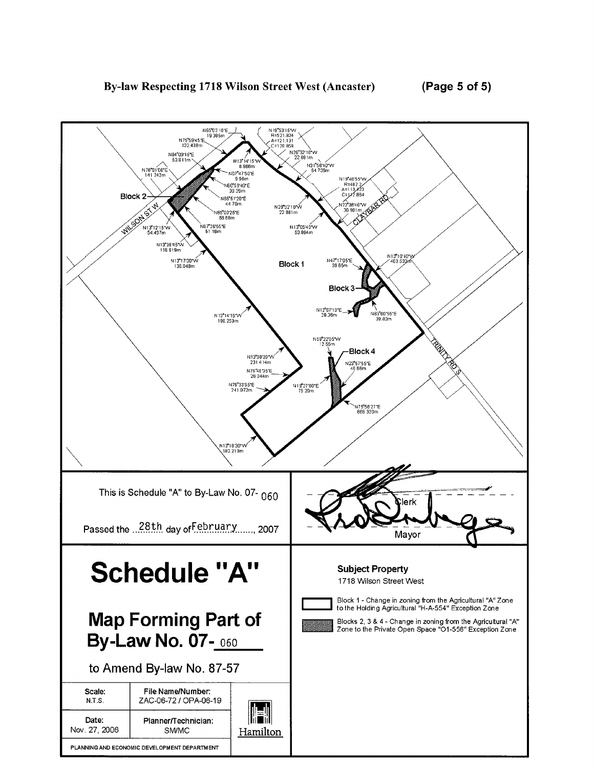# By-law Respecting 1718 Wilson Street West (Ancaster)

N65°03'10"E 19.385m

N75°59'45"E 132.438m

N84°09'15"E 53.811m

N76°01'00"E 141.242m

N19°53'15"W R=521.824 A=121.131 C=120.859

N26°32'10"W 22.881m

N13°14'15"W 6.986m

N31°56'10"W 64.739m

N07°47'50"E 9.98m

N60°59'40"E 30.29m

N65°51'20"E 44.70m

N65°00'25"E 66.68m

N67°26'55"E 51.16m

N19°48'55"W R=482.2 A=113.123 C=112.864

N26°32'10"W 22.881m

N22°36'40"W 30.901m

N13°05'40"W 53.884m

N13°12'15"W 54.437m

N13°36'45"W 116.619m

N13°17'30"W 136.048m

Block 2

WILSON ST W

CLAYBAR RD

Block 1

N47°17'05"E 39.65m

N13°10'10"W 463.532m

Block 3

N13°14'15"W 198.253m

N12°07'10"E 28.36m

N83°00'55"E 39.82m

TRINITY RD S

N59°22'05"W 12.55m

Block 4

N13°38'20"W 231.414m

N76°46'35"E 26.044m

N20°57'55"E 48.66m

N76°33'55"E 241.072m

N13°27'00"E 75.20m

N75°56'27"E 669.320m

N13°18'30"W 182.213m

This is Schedule "A" to By-Law No. 07- 060

Passed the 28th day of February, 2007

Clerk

Mayor

# Schedule "A"

## Map Forming Part of By-Law No. 07- 060

to Amend By-law No. 87-57

| Scale: | File Name/Number: |
|---|---|
| N.T.S. | ZAC-06-72 / OPA-06-19 |
| **Date:** | **Planner/Technician:** |
| Nov. 27, 2006 | SM/MC |

Hamilton

PLANNING AND ECONOMIC DEVELOPMENT DEPARTMENT

**Subject Property**

1718 Wilson Street West

Block 1 - Change in zoning from the Agricultural "A" Zone to the Holding Agricultural "H-A-554" Exception Zone

Blocks 2, 3 & 4 - Change in zoning from the Agricultural "A" Zone to the Private Open Space "O1-556" Exception Zone